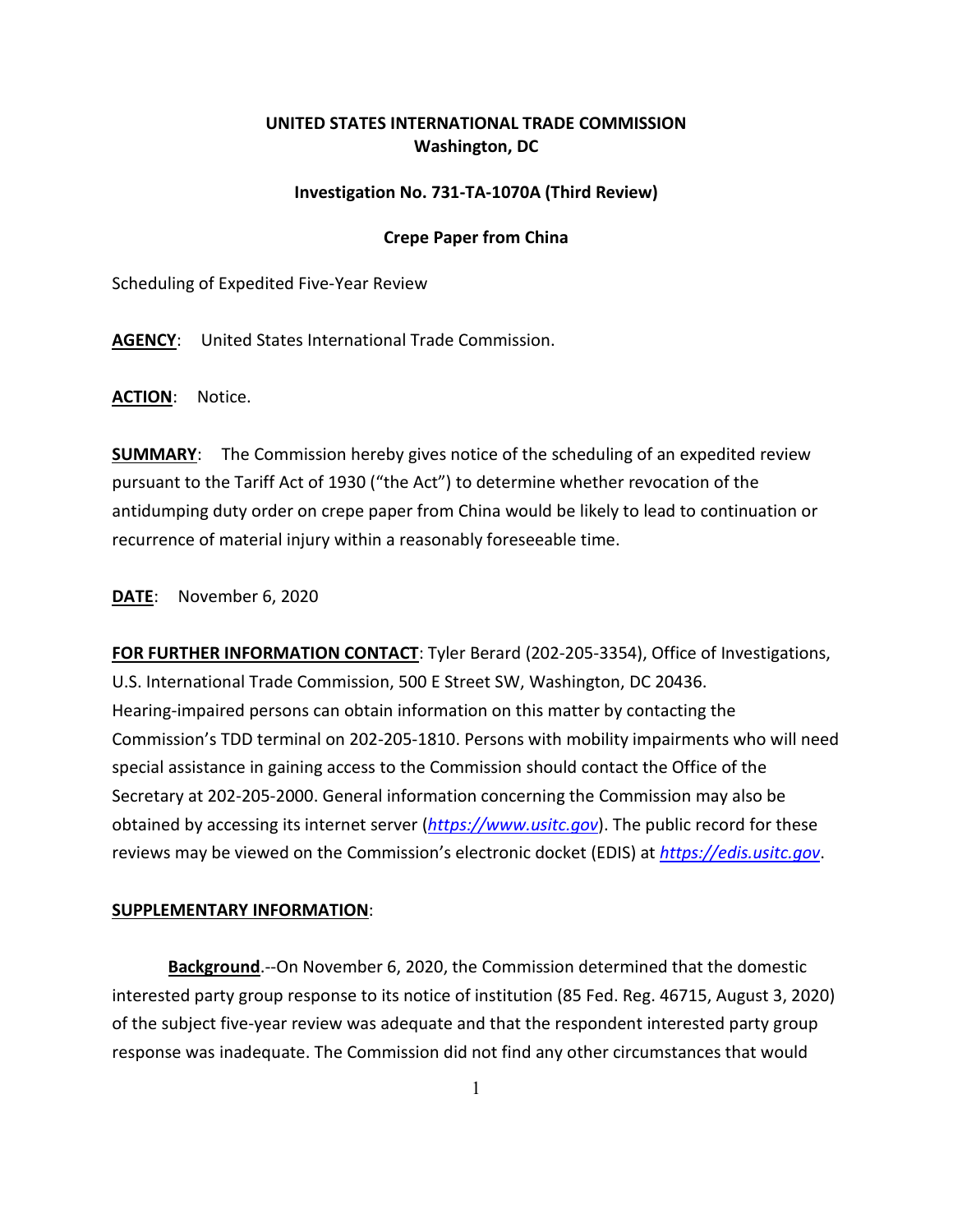**UNITED STATES INTERNATIONAL TRADE COMMISSION**
**Washington, DC**

**Investigation No. 731-TA-1070A (Third Review)**

**Crepe Paper from China**

Scheduling of Expedited Five-Year Review

**AGENCY**: United States International Trade Commission.

**ACTION**: Notice.

**SUMMARY**: The Commission hereby gives notice of the scheduling of an expedited review pursuant to the Tariff Act of 1930 ("the Act") to determine whether revocation of the antidumping duty order on crepe paper from China would be likely to lead to continuation or recurrence of material injury within a reasonably foreseeable time.

**DATE**: November 6, 2020

**FOR FURTHER INFORMATION CONTACT**: Tyler Berard (202-205-3354), Office of Investigations, U.S. International Trade Commission, 500 E Street SW, Washington, DC 20436. Hearing-impaired persons can obtain information on this matter by contacting the Commission's TDD terminal on 202-205-1810. Persons with mobility impairments who will need special assistance in gaining access to the Commission should contact the Office of the Secretary at 202-205-2000. General information concerning the Commission may also be obtained by accessing its internet server (*https://www.usitc.gov*). The public record for these reviews may be viewed on the Commission's electronic docket (EDIS) at *https://edis.usitc.gov*.

**SUPPLEMENTARY INFORMATION**:

**Background**.--On November 6, 2020, the Commission determined that the domestic interested party group response to its notice of institution (85 Fed. Reg. 46715, August 3, 2020) of the subject five-year review was adequate and that the respondent interested party group response was inadequate. The Commission did not find any other circumstances that would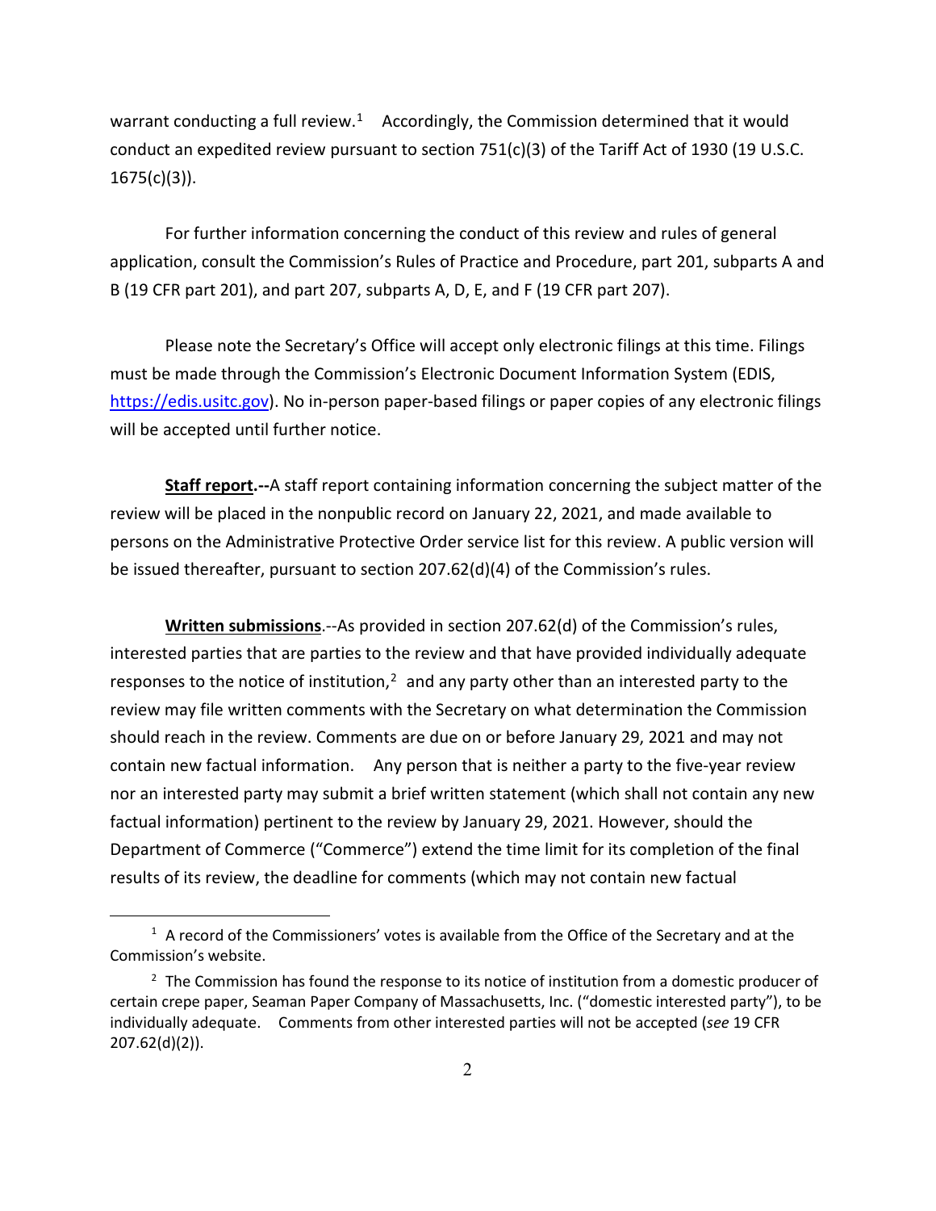warrant conducting a full review.[1] Accordingly, the Commission determined that it would conduct an expedited review pursuant to section 751(c)(3) of the Tariff Act of 1930 (19 U.S.C. 1675(c)(3)).

For further information concerning the conduct of this review and rules of general application, consult the Commission's Rules of Practice and Procedure, part 201, subparts A and B (19 CFR part 201), and part 207, subparts A, D, E, and F (19 CFR part 207).

Please note the Secretary's Office will accept only electronic filings at this time. Filings must be made through the Commission's Electronic Document Information System (EDIS, https://edis.usitc.gov). No in-person paper-based filings or paper copies of any electronic filings will be accepted until further notice.

**Staff report.--**A staff report containing information concerning the subject matter of the review will be placed in the nonpublic record on January 22, 2021, and made available to persons on the Administrative Protective Order service list for this review. A public version will be issued thereafter, pursuant to section 207.62(d)(4) of the Commission's rules.

**Written submissions**.--As provided in section 207.62(d) of the Commission's rules, interested parties that are parties to the review and that have provided individually adequate responses to the notice of institution,[2] and any party other than an interested party to the review may file written comments with the Secretary on what determination the Commission should reach in the review. Comments are due on or before January 29, 2021 and may not contain new factual information. Any person that is neither a party to the five-year review nor an interested party may submit a brief written statement (which shall not contain any new factual information) pertinent to the review by January 29, 2021. However, should the Department of Commerce ("Commerce") extend the time limit for its completion of the final results of its review, the deadline for comments (which may not contain new factual

---

[1] A record of the Commissioners' votes is available from the Office of the Secretary and at the Commission's website.

[2] The Commission has found the response to its notice of institution from a domestic producer of certain crepe paper, Seaman Paper Company of Massachusetts, Inc. ("domestic interested party"), to be individually adequate. Comments from other interested parties will not be accepted (*see* 19 CFR 207.62(d)(2)).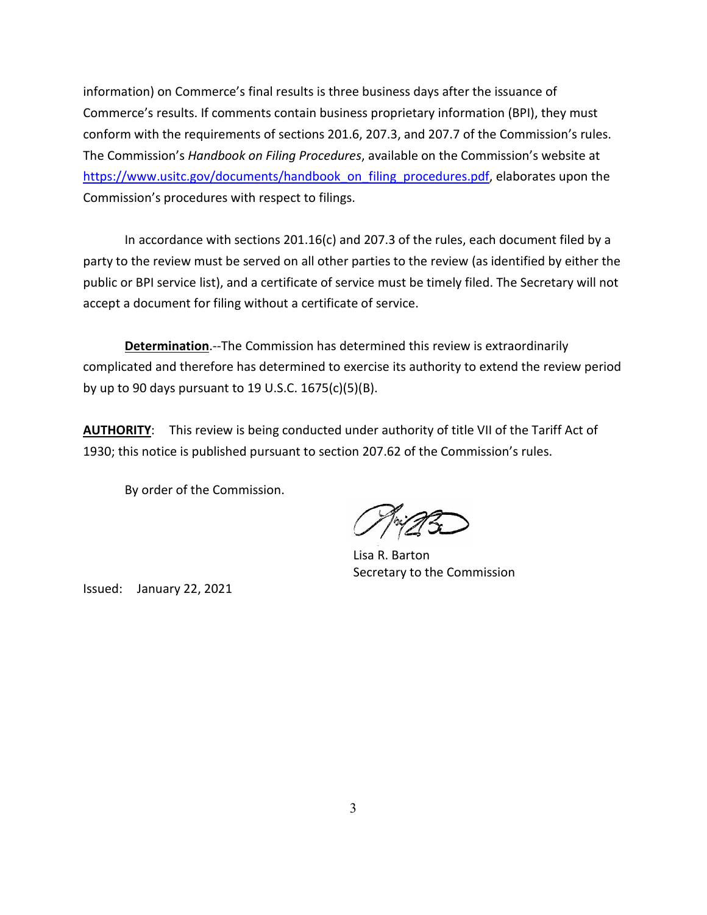information) on Commerce's final results is three business days after the issuance of Commerce's results. If comments contain business proprietary information (BPI), they must conform with the requirements of sections 201.6, 207.3, and 207.7 of the Commission's rules. The Commission's *Handbook on Filing Procedures*, available on the Commission's website at https://www.usitc.gov/documents/handbook_on_filing_procedures.pdf, elaborates upon the Commission's procedures with respect to filings.

In accordance with sections 201.16(c) and 207.3 of the rules, each document filed by a party to the review must be served on all other parties to the review (as identified by either the public or BPI service list), and a certificate of service must be timely filed. The Secretary will not accept a document for filing without a certificate of service.

**Determination**.--The Commission has determined this review is extraordinarily complicated and therefore has determined to exercise its authority to extend the review period by up to 90 days pursuant to 19 U.S.C. 1675(c)(5)(B).

**AUTHORITY**: This review is being conducted under authority of title VII of the Tariff Act of 1930; this notice is published pursuant to section 207.62 of the Commission's rules.

By order of the Commission.

Lisa R. Barton
Secretary to the Commission

Issued: January 22, 2021